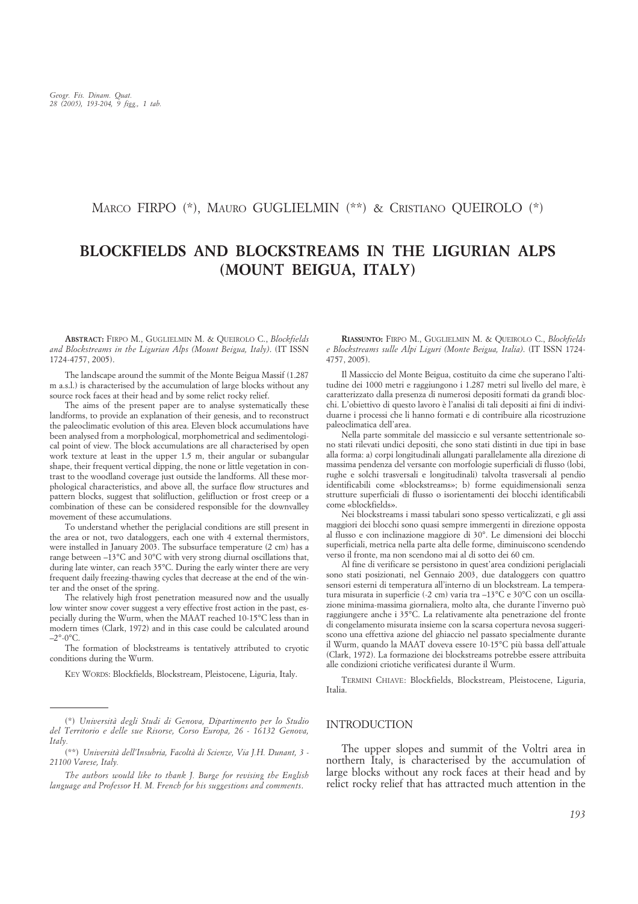Marco FIRPO (*), Mauro GUGLIELMIN (**) & Cristiano QUEIROLO (*)

# BLOCKFIELDS AND BLOCKSTREAMS IN THE LIGURIAN ALPS (MOUNT BEIGUA, ITALY)

**ABSTRACT:** FIRPO M., GUGLIELMIN M. & QUEIROLO C., *Blockfields and Blockstreams in the Ligurian Alps (Mount Beigua, Italy)*. (IT ISSN 1724-4757, 2005).

The landscape around the summit of the Monte Beigua Massif (1.287 m a.s.l.) is characterised by the accumulation of large blocks without any source rock faces at their head and by some relict rocky relief.

The aims of the present paper are to analyse systematically these landforms, to provide an explanation of their genesis, and to reconstruct the paleoclimatic evolution of this area. Eleven block accumulations have been analysed from a morphological, morphometrical and sedimentological point of view. The block accumulations are all characterised by open work texture at least in the upper 1.5 m, their angular or subangular shape, their frequent vertical dipping, the none or little vegetation in contrast to the woodland coverage just outside the landforms. All these morphological characteristics, and above all, the surface flow structures and pattern blocks, suggest that solifluction, gelifluction or frost creep or a combination of these can be considered responsible for the downvalley movement of these accumulations.

To understand whether the periglacial conditions are still present in the area or not, two dataloggers, each one with 4 external thermistors, were installed in January 2003. The subsurface temperature (2 cm) has a range between –13°C and 30°C with very strong diurnal oscillations that, during late winter, can reach 35°C. During the early winter there are very frequent daily freezing-thawing cycles that decrease at the end of the winter and the onset of the spring.

The relatively high frost penetration measured now and the usually low winter snow cover suggest a very effective frost action in the past, especially during the Wurm, when the MAAT reached 10-15°C less than in modern times (Clark, 1972) and in this case could be calculated around –2°-0°C.

The formation of blockstreams is tentatively attributed to cryotic conditions during the Wurm.

KEY WORDS: Blockfields, Blockstream, Pleistocene, Liguria, Italy.

**RIASSUNTO:** FIRPO M., GUGLIELMIN M. & QUEIROLO C., *Blockfields e Blockstreams sulle Alpi Liguri (Monte Beigua, Italia)*. (IT ISSN 1724-4757, 2005).

Il Massiccio del Monte Beigua, costituito da cime che superano l'altitudine dei 1000 metri e raggiungono i 1.287 metri sul livello del mare, è caratterizzato dalla presenza di numerosi depositi formati da grandi blocchi. L'obiettivo di questo lavoro è l'analisi di tali depositi ai fini di individuarne i processi che li hanno formati e di contribuire alla ricostruzione paleoclimatica dell'area.

Nella parte sommitale del massiccio e sul versante settentrionale sono stati rilevati undici depositi, che sono stati distinti in due tipi in base alla forma: a) corpi longitudinali allungati parallelamente alla direzione di massima pendenza del versante con morfologie superficiali di flusso (lobi, rughe e solchi trasversali e longitudinali) talvolta trasversali al pendio identificabili come «blockstreams»; b) forme equidimensionali senza strutture superficiali di flusso o isorientamenti dei blocchi identificabili come «blockfields».

Nei blockstreams i massi tabulari sono spesso verticalizzati, e gli assi maggiori dei blocchi sono quasi sempre immergenti in direzione opposta al flusso e con inclinazione maggiore di 30°. Le dimensioni dei blocchi superficiali, metrica nella parte alta delle forme, diminuiscono scendendo verso il fronte, ma non scendono mai al di sotto dei 60 cm.

Al fine di verificare se persistono in quest'area condizioni periglaciali sono stati posizionati, nel Gennaio 2003, due dataloggers con quattro sensori esterni di temperatura all'interno di un blockstream. La temperatura misurata in superficie (-2 cm) varia tra –13°C e 30°C con un oscillazione minima-massima giornaliera, molto alta, che durante l'inverno può raggiungere anche i 35°C. La relativamente alta penetrazione del fronte di congelamento misurata insieme con la scarsa copertura nevosa suggeriscono una effettiva azione del ghiaccio nel passato specialmente durante il Wurm, quando la MAAT doveva essere 10-15°C più bassa dell'attuale (Clark, 1972). La formazione dei blockstreams potrebbe essere attribuita alle condizioni criotiche verificatesi durante il Wurm.

TERMINI CHIAVE: Blockfields, Blockstream, Pleistocene, Liguria, Italia.

(*) *Università degli Studi di Genova, Dipartimento per lo Studio del Territorio e delle sue Risorse, Corso Europa, 26 - 16132 Genova, Italy.*

(**) *Università dell'Insubria, Facoltà di Scienze, Via J.H. Dunant, 3 - 21100 Varese, Italy.*

*The authors would like to thank J. Burge for revising the English language and Professor H. M. French for his suggestions and comments.*

## INTRODUCTION

The upper slopes and summit of the Voltri area in northern Italy, is characterised by the accumulation of large blocks without any rock faces at their head and by relict rocky relief that has attracted much attention in the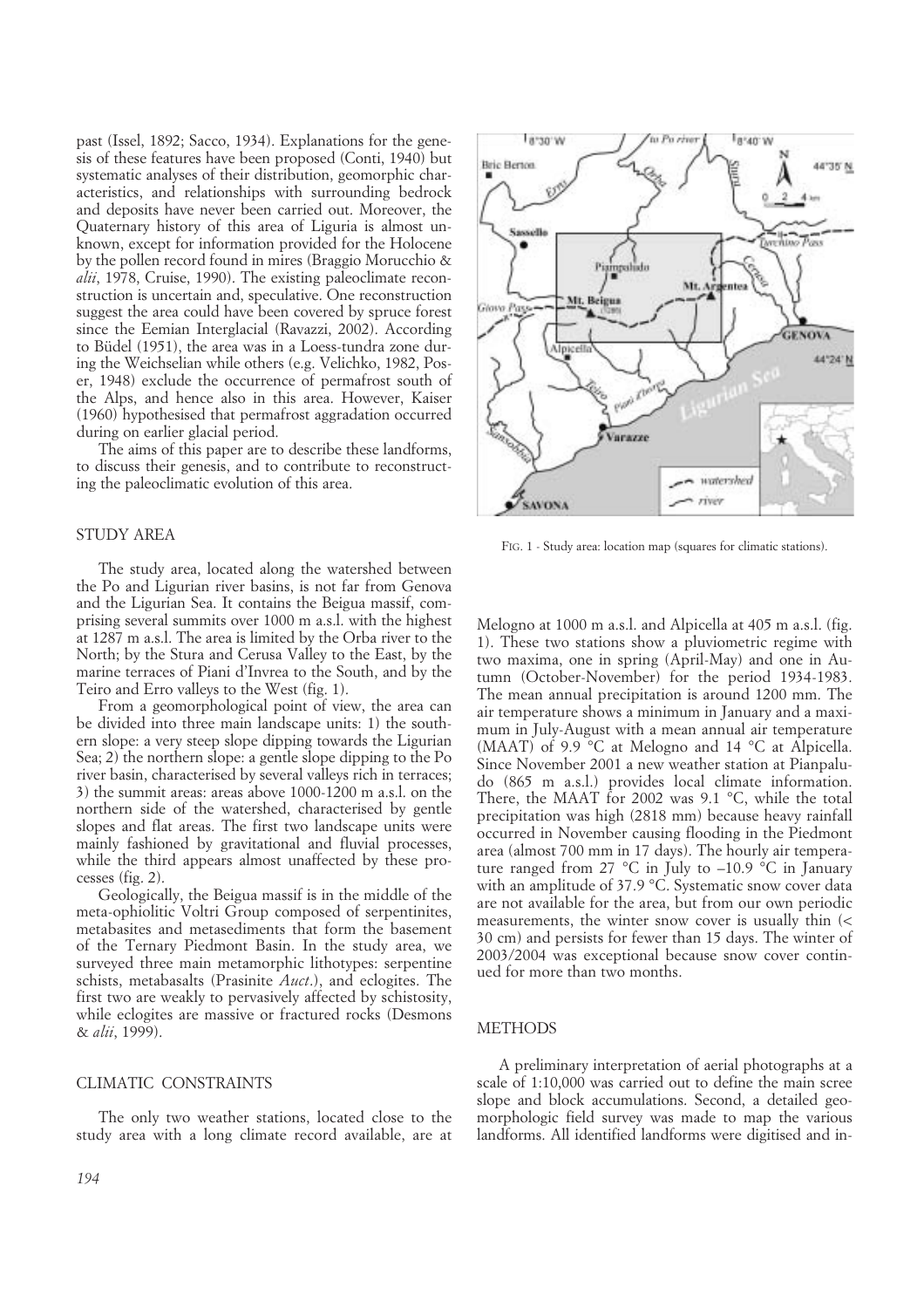past (Issel, 1892; Sacco, 1934). Explanations for the genesis of these features have been proposed (Conti, 1940) but systematic analyses of their distribution, geomorphic characteristics, and relationships with surrounding bedrock and deposits have never been carried out. Moreover, the Quaternary history of this area of Liguria is almost unknown, except for information provided for the Holocene by the pollen record found in mires (Braggio Morucchio & *alii*, 1978, Cruise, 1990). The existing paleoclimate reconstruction is uncertain and, speculative. One reconstruction suggest the area could have been covered by spruce forest since the Eemian Interglacial (Ravazzi, 2002). According to Büdel (1951), the area was in a Loess-tundra zone during the Weichselian while others (e.g. Velichko, 1982, Poser, 1948) exclude the occurrence of permafrost south of the Alps, and hence also in this area. However, Kaiser (1960) hypothesised that permafrost aggradation occurred during on earlier glacial period.

The aims of this paper are to describe these landforms, to discuss their genesis, and to contribute to reconstructing the paleoclimatic evolution of this area.

## STUDY AREA

The study area, located along the watershed between the Po and Ligurian river basins, is not far from Genova and the Ligurian Sea. It contains the Beigua massif, comprising several summits over 1000 m a.s.l. with the highest at 1287 m a.s.l. The area is limited by the Orba river to the North; by the Stura and Cerusa Valley to the East, by the marine terraces of Piani d'Invrea to the South, and by the Teiro and Erro valleys to the West (fig. 1).

From a geomorphological point of view, the area can be divided into three main landscape units: 1) the southern slope: a very steep slope dipping towards the Ligurian Sea; 2) the northern slope: a gentle slope dipping to the Po river basin, characterised by several valleys rich in terraces; 3) the summit areas: areas above 1000-1200 m a.s.l. on the northern side of the watershed, characterised by gentle slopes and flat areas. The first two landscape units were mainly fashioned by gravitational and fluvial processes, while the third appears almost unaffected by these processes (fig. 2).

Geologically, the Beigua massif is in the middle of the meta-ophiolitic Voltri Group composed of serpentinites, metabasites and metasediments that form the basement of the Ternary Piedmont Basin. In the study area, we surveyed three main metamorphic lithotypes: serpentine schists, metabasalts (Prasinite *Auct*.), and eclogites. The first two are weakly to pervasively affected by schistosity, while eclogites are massive or fractured rocks (Desmons & *alii*, 1999).

## CLIMATIC CONSTRAINTS

The only two weather stations, located close to the study area with a long climate record available, are at Melogno at 1000 m a.s.l. and Alpicella at 405 m a.s.l. (fig. 1). These two stations show a pluviometric regime with two maxima, one in spring (April-May) and one in Autumn (October-November) for the period 1934-1983. The mean annual precipitation is around 1200 mm. The air temperature shows a minimum in January and a maximum in July-August with a mean annual air temperature (MAAT) of 9.9 °C at Melogno and 14 °C at Alpicella. Since November 2001 a new weather station at Pianpaludo (865 m a.s.l.) provides local climate information. There, the MAAT for 2002 was 9.1 °C, while the total precipitation was high (2818 mm) because heavy rainfall occurred in November causing flooding in the Piedmont area (almost 700 mm in 17 days). The hourly air temperature ranged from 27 °C in July to –10.9 °C in January with an amplitude of 37.9 °C. Systematic snow cover data are not available for the area, but from our own periodic measurements, the winter snow cover is usually thin (< 30 cm) and persists for fewer than 15 days. The winter of 2003/2004 was exceptional because snow cover continued for more than two months.

FIG. 1 - Study area: location map (squares for climatic stations).

## METHODS

A preliminary interpretation of aerial photographs at a scale of 1:10,000 was carried out to define the main scree slope and block accumulations. Second, a detailed geomorphologic field survey was made to map the various landforms. All identified landforms were digitised and in-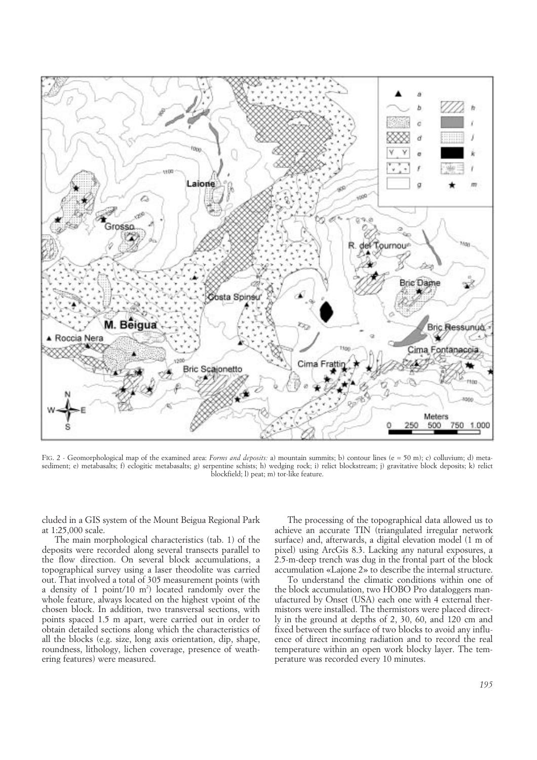FIG. 2 - Geomorphological map of the examined area: *Forms and deposits:* a) mountain summits; b) contour lines (e = 50 m); c) colluvium; d) metasediment; e) metabasalts; f) eclogitic metabasalts; g) serpentine schists; h) wedging rock; i) relict blockstream; j) gravitative block deposits; k) relict blockfield; l) peat; m) tor-like feature.

cluded in a GIS system of the Mount Beigua Regional Park at 1:25,000 scale.

The main morphological characteristics (tab. 1) of the deposits were recorded along several transects parallel to the flow direction. On several block accumulations, a topographical survey using a laser theodolite was carried out. That involved a total of 305 measurement points (with a density of 1 point/10 $m^2$) located randomly over the whole feature, always located on the highest vpoint of the chosen block. In addition, two transversal sections, with points spaced 1.5 m apart, were carried out in order to obtain detailed sections along which the characteristics of all the blocks (e.g. size, long axis orientation, dip, shape, roundness, lithology, lichen coverage, presence of weathering features) were measured.

The processing of the topographical data allowed us to achieve an accurate TIN (triangulated irregular network surface) and, afterwards, a digital elevation model (1 m of pixel) using ArcGis 8.3. Lacking any natural exposures, a 2.5-m-deep trench was dug in the frontal part of the block accumulation «Lajone 2» to describe the internal structure.

To understand the climatic conditions within one of the block accumulation, two HOBO Pro dataloggers manufactured by Onset (USA) each one with 4 external thermistors were installed. The thermistors were placed directly in the ground at depths of 2, 30, 60, and 120 cm and fixed between the surface of two blocks to avoid any influence of direct incoming radiation and to record the real temperature within an open work blocky layer. The temperature was recorded every 10 minutes.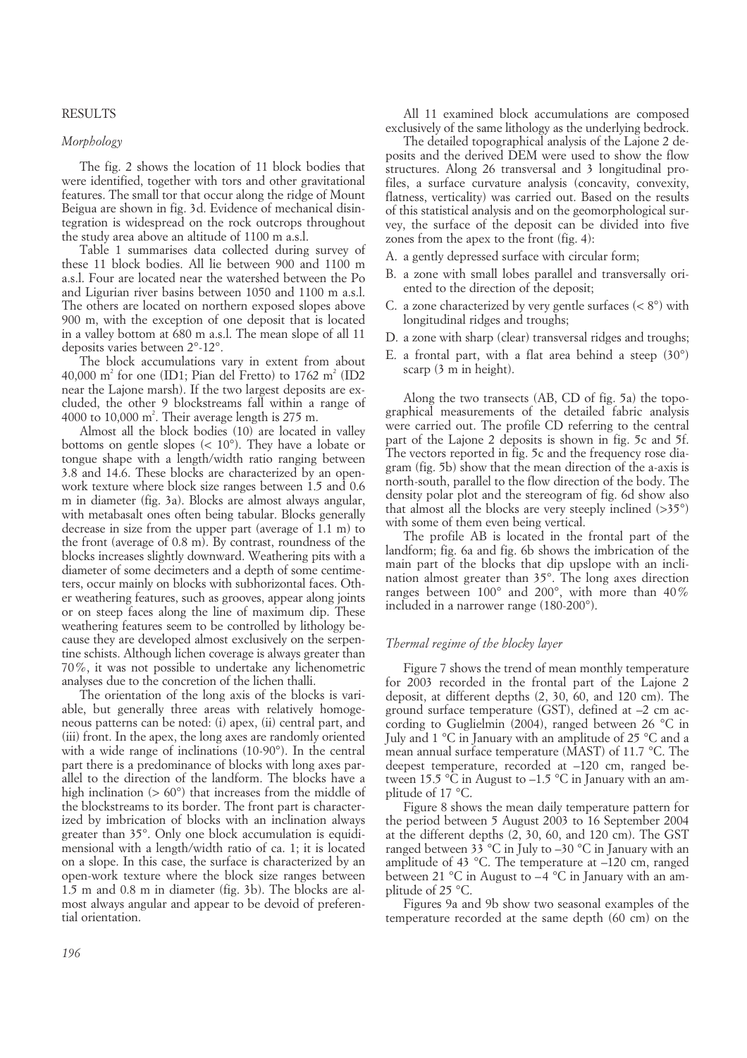## RESULTS

### *Morphology*

The fig. 2 shows the location of 11 block bodies that were identified, together with tors and other gravitational features. The small tor that occur along the ridge of Mount Beigua are shown in fig. 3d. Evidence of mechanical disintegration is widespread on the rock outcrops throughout the study area above an altitude of 1100 m a.s.l.

Table 1 summarises data collected during survey of these 11 block bodies. All lie between 900 and 1100 m a.s.l. Four are located near the watershed between the Po and Ligurian river basins between 1050 and 1100 m a.s.l. The others are located on northern exposed slopes above 900 m, with the exception of one deposit that is located in a valley bottom at 680 m a.s.l. The mean slope of all 11 deposits varies between 2°-12°.

The block accumulations vary in extent from about 40,000 $m^2$ for one (ID1; Pian del Fretto) to 1762 $m^2$ (ID2 near the Lajone marsh). If the two largest deposits are excluded, the other 9 blockstreams fall within a range of 4000 to 10,000 $m^2$. Their average length is 275 m.

Almost all the block bodies (10) are located in valley bottoms on gentle slopes (< 10°). They have a lobate or tongue shape with a length/width ratio ranging between 3.8 and 14.6. These blocks are characterized by an openwork texture where block size ranges between 1.5 and 0.6 m in diameter (fig. 3a). Blocks are almost always angular, with metabasalt ones often being tabular. Blocks generally decrease in size from the upper part (average of 1.1 m) to the front (average of 0.8 m). By contrast, roundness of the blocks increases slightly downward. Weathering pits with a diameter of some decimeters and a depth of some centimeters, occur mainly on blocks with subhorizontal faces. Other weathering features, such as grooves, appear along joints or on steep faces along the line of maximum dip. These weathering features seem to be controlled by lithology because they are developed almost exclusively on the serpentine schists. Although lichen coverage is always greater than 70%, it was not possible to undertake any lichenometric analyses due to the concretion of the lichen thalli.

The orientation of the long axis of the blocks is variable, but generally three areas with relatively homogeneous patterns can be noted: (i) apex, (ii) central part, and (iii) front. In the apex, the long axes are randomly oriented with a wide range of inclinations (10-90°). In the central part there is a predominance of blocks with long axes parallel to the direction of the landform. The blocks have a high inclination (> 60°) that increases from the middle of the blockstreams to its border. The front part is characterized by imbrication of blocks with an inclination always greater than 35°. Only one block accumulation is equidimensional with a length/width ratio of ca. 1; it is located on a slope. In this case, the surface is characterized by an open-work texture where the block size ranges between 1.5 m and 0.8 m in diameter (fig. 3b). The blocks are almost always angular and appear to be devoid of preferential orientation.

All 11 examined block accumulations are composed exclusively of the same lithology as the underlying bedrock.

The detailed topographical analysis of the Lajone 2 deposits and the derived DEM were used to show the flow structures. Along 26 transversal and 3 longitudinal profiles, a surface curvature analysis (concavity, convexity, flatness, verticality) was carried out. Based on the results of this statistical analysis and on the geomorphological survey, the surface of the deposit can be divided into five zones from the apex to the front (fig. 4):

A. a gently depressed surface with circular form;
B. a zone with small lobes parallel and transversally oriented to the direction of the deposit;
C. a zone characterized by very gentle surfaces (< 8°) with longitudinal ridges and troughs;
D. a zone with sharp (clear) transversal ridges and troughs;
E. a frontal part, with a flat area behind a steep (30°) scarp (3 m in height).

Along the two transects (AB, CD of fig. 5a) the topographical measurements of the detailed fabric analysis were carried out. The profile CD referring to the central part of the Lajone 2 deposits is shown in fig. 5c and 5f. The vectors reported in fig. 5c and the frequency rose diagram (fig. 5b) show that the mean direction of the a-axis is north-south, parallel to the flow direction of the body. The density polar plot and the stereogram of fig. 6d show also that almost all the blocks are very steeply inclined (>35°) with some of them even being vertical.

The profile AB is located in the frontal part of the landform; fig. 6a and fig. 6b shows the imbrication of the main part of the blocks that dip upslope with an inclination almost greater than 35°. The long axes direction ranges between 100° and 200°, with more than 40% included in a narrower range (180-200°).

### *Thermal regime of the blocky layer*

Figure 7 shows the trend of mean monthly temperature for 2003 recorded in the frontal part of the Lajone 2 deposit, at different depths (2, 30, 60, and 120 cm). The ground surface temperature (GST), defined at –2 cm according to Guglielmin (2004), ranged between 26 °C in July and 1 °C in January with an amplitude of 25 °C and a mean annual surface temperature (MAST) of 11.7 °C. The deepest temperature, recorded at –120 cm, ranged between 15.5 °C in August to –1.5 °C in January with an amplitude of 17 °C.

Figure 8 shows the mean daily temperature pattern for the period between 5 August 2003 to 16 September 2004 at the different depths (2, 30, 60, and 120 cm). The GST ranged between 33 °C in July to –30 °C in January with an amplitude of 43 °C. The temperature at –120 cm, ranged between 21 °C in August to –4 °C in January with an amplitude of 25 °C.

Figures 9a and 9b show two seasonal examples of the temperature recorded at the same depth (60 cm) on the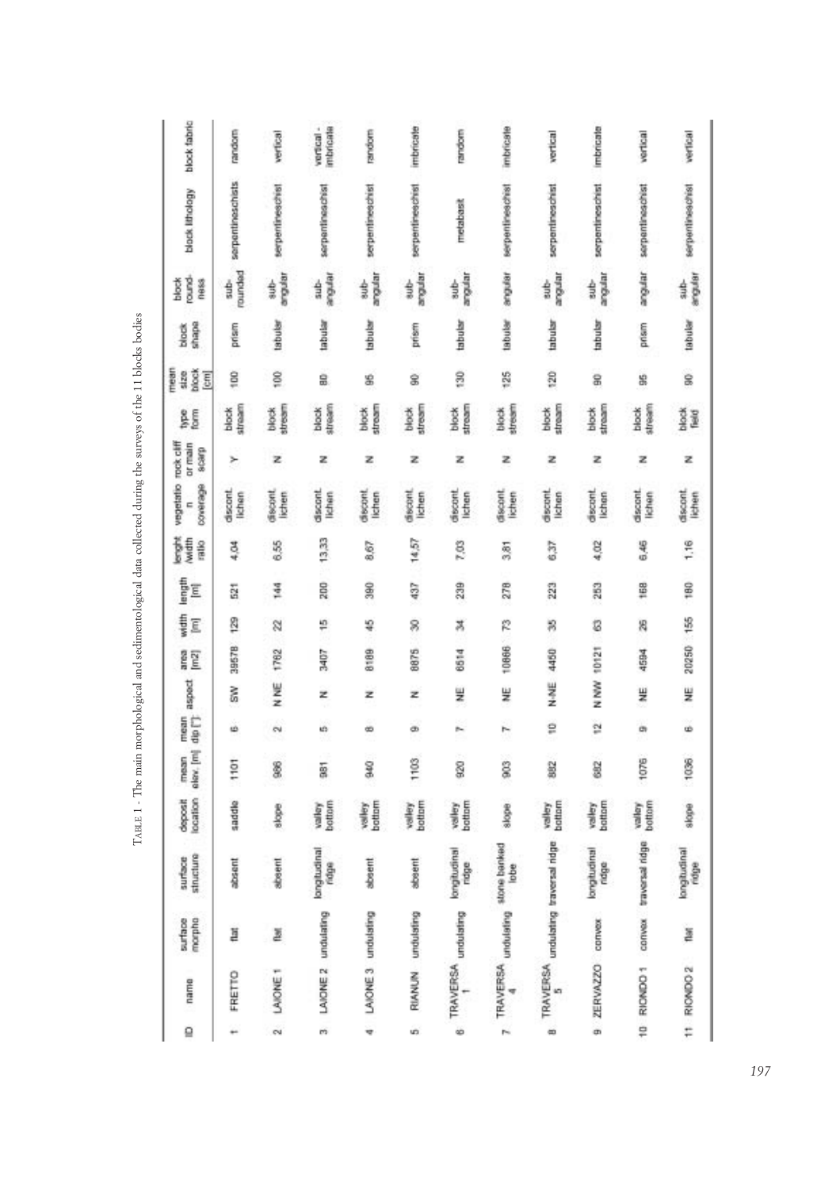TABLE 1 - The main morphological and sedimentological data collected during the surveys of the 11 blocks bodies

| ID | name | surface morpho | surface structure | deposit location | mean elev. [m] | mean dip [°] | aspect | area [m2] | width [m] | length [m] | lenght /width ratio | vegetation coverage | rock cliff or main scarp | type form | mean size block [cm] | block shape | block round-ness | block lithology | block fabric |
|---|---|---|---|---|---|---|---|---|---|---|---|---|---|---|---|---|---|---|---|
| 1 | FRETTO | flat | absent | saddle | 1101 | 6 | SW | 39578 | 129 | 521 | 4,04 | discont. lichen | Y | block stream | 100 | prism | sub-rounded | serpentineschists | random |
| 2 | LAIONE 1 | flat | absent | slope | 986 | 2 | N NE | 1762 | 22 | 144 | 6,55 | discont. lichen | N | block stream | 100 | tabular | sub-angular | serpentineschist | vertical |
| 3 | LAIONE 2 | undulating | longitudinal ridge | valley bottom | 981 | 5 | N | 3407 | 15 | 200 | 13,33 | discont. lichen | N | block stream | 80 | tabular | sub-angular | serpentineschist | vertical - imbricate |
| 4 | LAIONE 3 | undulating | absent | valley bottom | 940 | 8 | N | 8189 | 45 | 390 | 8,67 | discont. lichen | N | block stream | 95 | tabular | sub-angular | serpentineschist | random |
| 5 | RIANUN | undulating | absent | valley bottom | 1103 | 9 | N | 8875 | 30 | 437 | 14,57 | discont. lichen | N | block stream | 90 | prism | sub-angular | serpentineschist | imbricate |
| 6 | TRAVERSA 1 | undulating | longitudinal ridge | valley bottom | 920 | 7 | NE | 6514 | 34 | 239 | 7,03 | discont. lichen | N | block stream | 130 | tabular | sub-angular | metabasit | random |
| 7 | TRAVERSA 4 | undulating | stone banked lobe | slope | 903 | 7 | NE | 10866 | 73 | 278 | 3,81 | discont. lichen | N | block stream | 125 | tabular | angular | serpentineschist | imbricate |
| 8 | TRAVERSA 5 | undulating | traversal ridge | valley bottom | 882 | 10 | N-NE | 4450 | 35 | 223 | 6,37 | discont. lichen | N | block stream | 120 | tabular | sub-angular | serpentineschist | vertical |
| 9 | ZERVAZZO | convex | longitudinal ridge | valley bottom | 682 | 12 | N NW | 10121 | 63 | 253 | 4,02 | discont. lichen | N | block stream | 90 | tabular | sub-angular | serpentineschist | imbricate |
| 10 | RIONDO 1 | convex | traversal ridge | valley bottom | 1076 | 9 | NE | 4594 | 26 | 168 | 6,46 | discont. lichen | N | block stream | 95 | prism | angular | serpentineschist | vertical |
| 11 | RIONDO 2 | flat | longitudinal ridge | slope | 1036 | 6 | NE | 20250 | 155 | 180 | 1,16 | discont. lichen | N | block field | 90 | tabular | sub-angular | serpentineschist | vertical |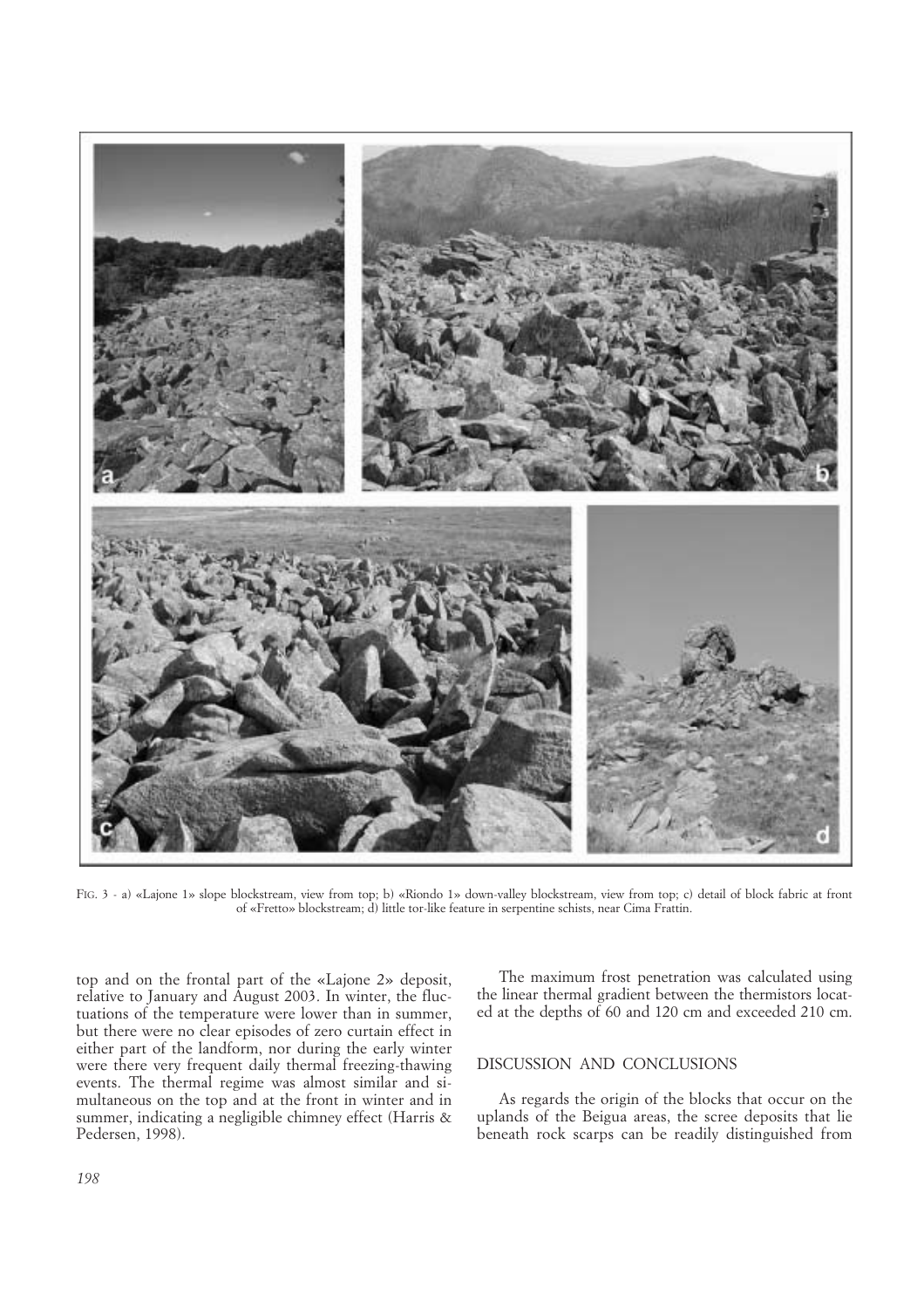FIG. 3 - a) «Lajone 1» slope blockstream, view from top; b) «Riondo 1» down-valley blockstream, view from top; c) detail of block fabric at front of «Fretto» blockstream; d) little tor-like feature in serpentine schists, near Cima Frattin.

top and on the frontal part of the «Lajone 2» deposit, relative to January and August 2003. In winter, the fluctuations of the temperature were lower than in summer, but there were no clear episodes of zero curtain effect in either part of the landform, nor during the early winter were there very frequent daily thermal freezing-thawing events. The thermal regime was almost similar and simultaneous on the top and at the front in winter and in summer, indicating a negligible chimney effect (Harris & Pedersen, 1998).

The maximum frost penetration was calculated using the linear thermal gradient between the thermistors located at the depths of 60 and 120 cm and exceeded 210 cm.

## DISCUSSION AND CONCLUSIONS

As regards the origin of the blocks that occur on the uplands of the Beigua areas, the scree deposits that lie beneath rock scarps can be readily distinguished from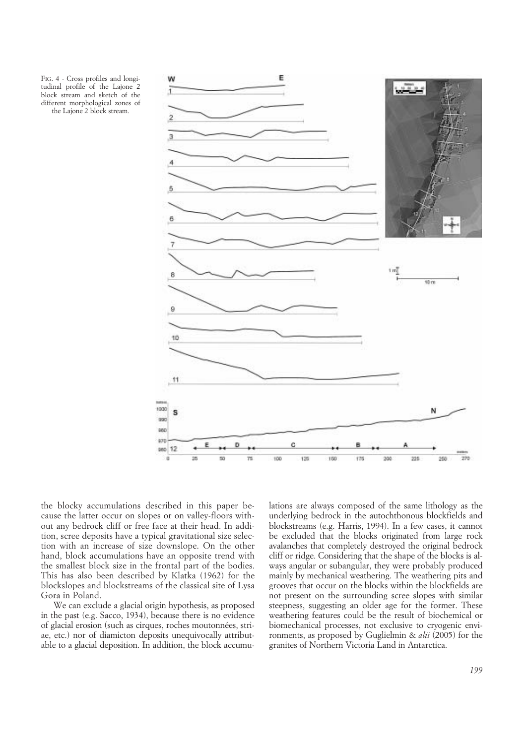FIG. 4 - Cross profiles and longitudinal profile of the Lajone 2 block stream and sketch of the different morphological zones of the Lajone 2 block stream.

the blocky accumulations described in this paper because the latter occur on slopes or on valley-floors without any bedrock cliff or free face at their head. In addition, scree deposits have a typical gravitational size selection with an increase of size downslope. On the other hand, block accumulations have an opposite trend with the smallest block size in the frontal part of the bodies. This has also been described by Klatka (1962) for the blockslopes and blockstreams of the classical site of Lysa Gora in Poland.

We can exclude a glacial origin hypothesis, as proposed in the past (e.g. Sacco, 1934), because there is no evidence of glacial erosion (such as cirques, roches moutonnées, striae, etc.) nor of diamicton deposits unequivocally attributable to a glacial deposition. In addition, the block accumulations are always composed of the same lithology as the underlying bedrock in the autochthonous blockfields and blockstreams (e.g. Harris, 1994). In a few cases, it cannot be excluded that the blocks originated from large rock avalanches that completely destroyed the original bedrock cliff or ridge. Considering that the shape of the blocks is always angular or subangular, they were probably produced mainly by mechanical weathering. The weathering pits and grooves that occur on the blocks within the blockfields are not present on the surrounding scree slopes with similar steepness, suggesting an older age for the former. These weathering features could be the result of biochemical or biomechanical processes, not exclusive to cryogenic environments, as proposed by Guglielmin & *alii* (2005) for the granites of Northern Victoria Land in Antarctica.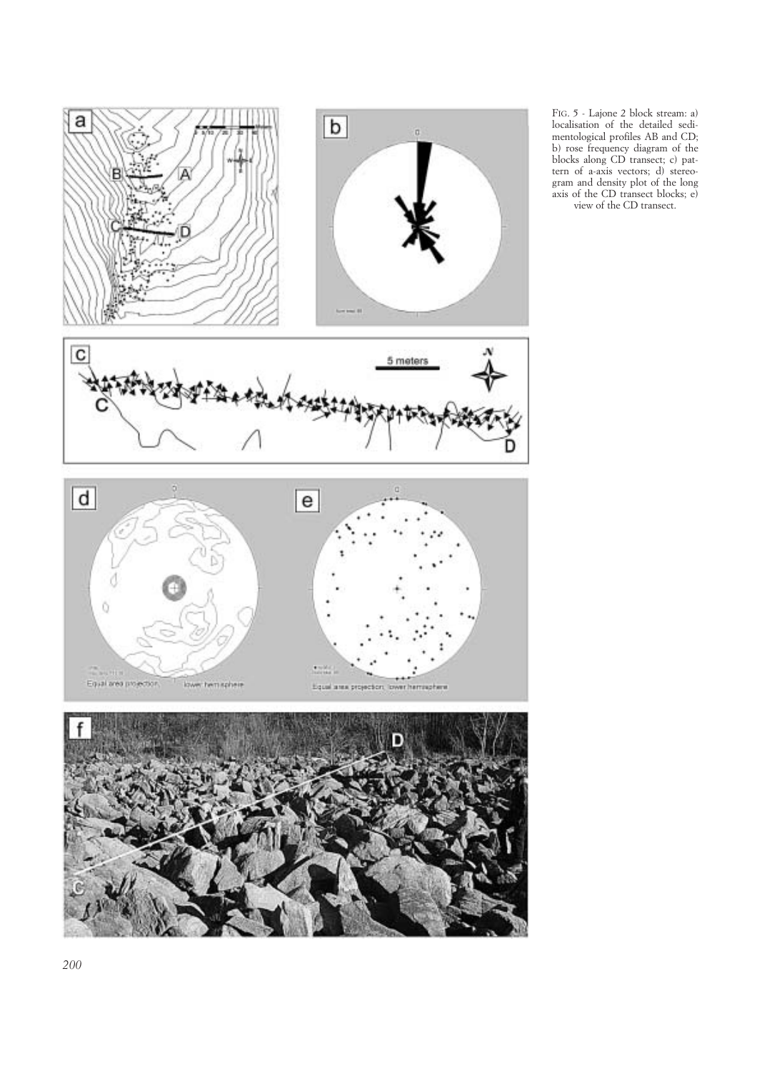FIG. 5 - Lajone 2 block stream: a) localisation of the detailed sedimentological profiles AB and CD; b) rose frequency diagram of the blocks along CD transect; c) pattern of a-axis vectors; d) stereogram and density plot of the long axis of the CD transect blocks; e) view of the CD transect.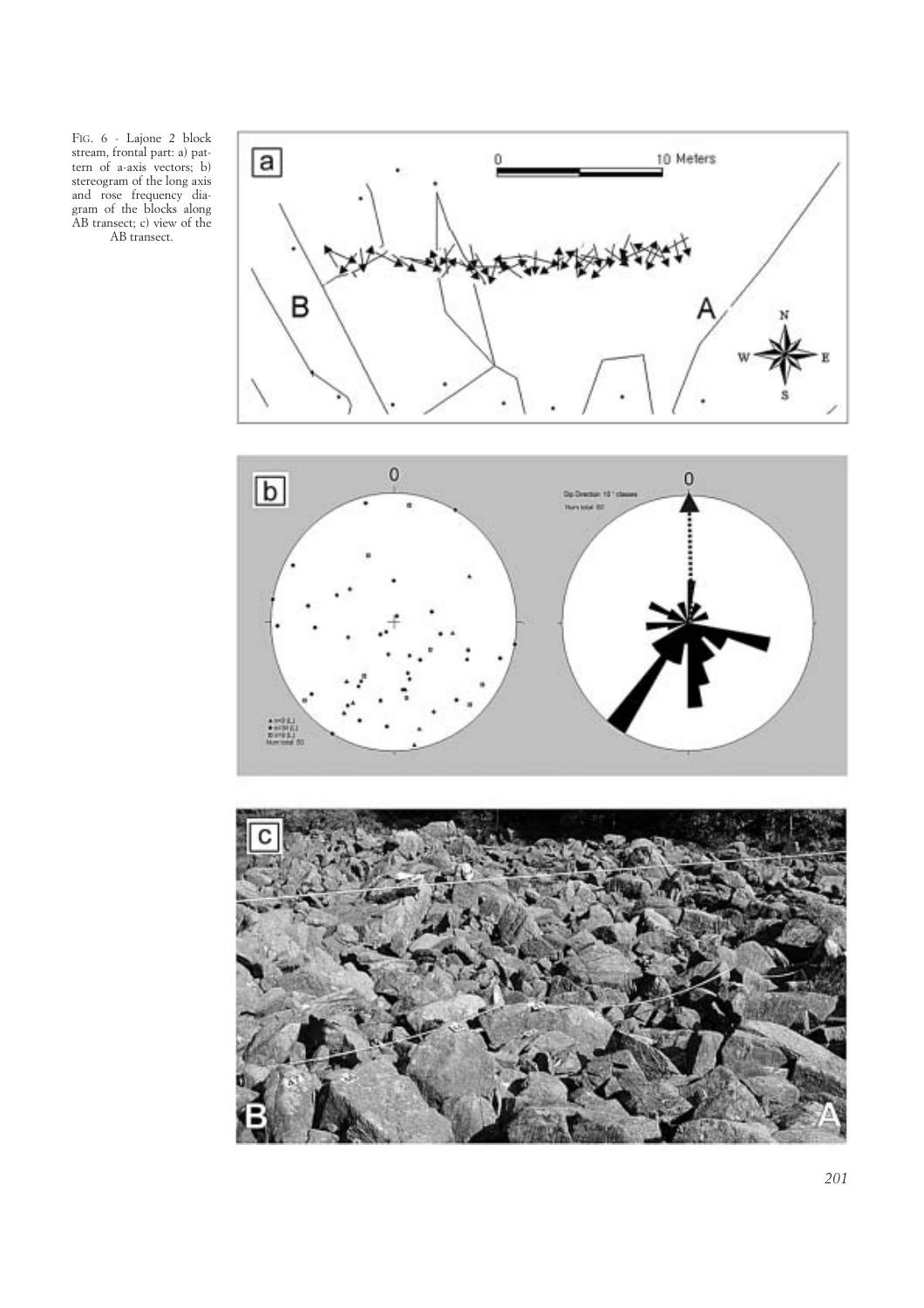FIG. 6 - Lajone 2 block stream, frontal part: a) pattern of a-axis vectors; b) stereogram of the long axis and rose frequency diagram of the blocks along AB transect; c) view of the AB transect.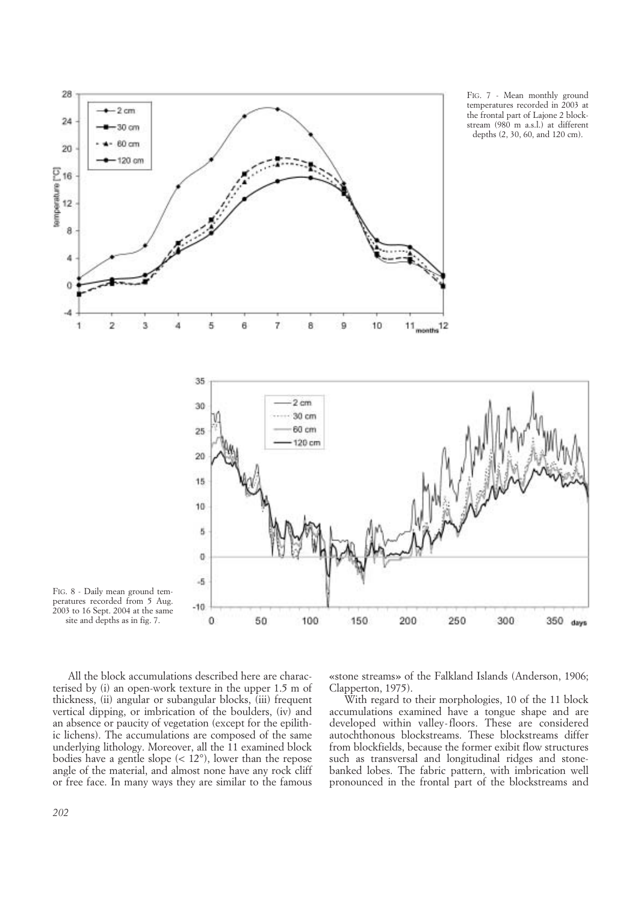FIG. 7 - Mean monthly ground temperatures recorded in 2003 at the frontal part of Lajone 2 blockstream (980 m a.s.l.) at different depths (2, 30, 60, and 120 cm).

FIG. 8 - Daily mean ground temperatures recorded from 5 Aug. 2003 to 16 Sept. 2004 at the same site and depths as in fig. 7.

All the block accumulations described here are characterised by (i) an open-work texture in the upper 1.5 m of thickness, (ii) angular or subangular blocks, (iii) frequent vertical dipping, or imbrication of the boulders, (iv) and an absence or paucity of vegetation (except for the epilithic lichens). The accumulations are composed of the same underlying lithology. Moreover, all the 11 examined block bodies have a gentle slope (< 12°), lower than the repose angle of the material, and almost none have any rock cliff or free face. In many ways they are similar to the famous «stone streams» of the Falkland Islands (Anderson, 1906; Clapperton, 1975).

With regard to their morphologies, 10 of the 11 block accumulations examined have a tongue shape and are developed within valley-floors. These are considered autochthonous blockstreams. These blockstreams differ from blockfields, because the former exibit flow structures such as transversal and longitudinal ridges and stone-banked lobes. The fabric pattern, with imbrication well pronounced in the frontal part of the blockstreams and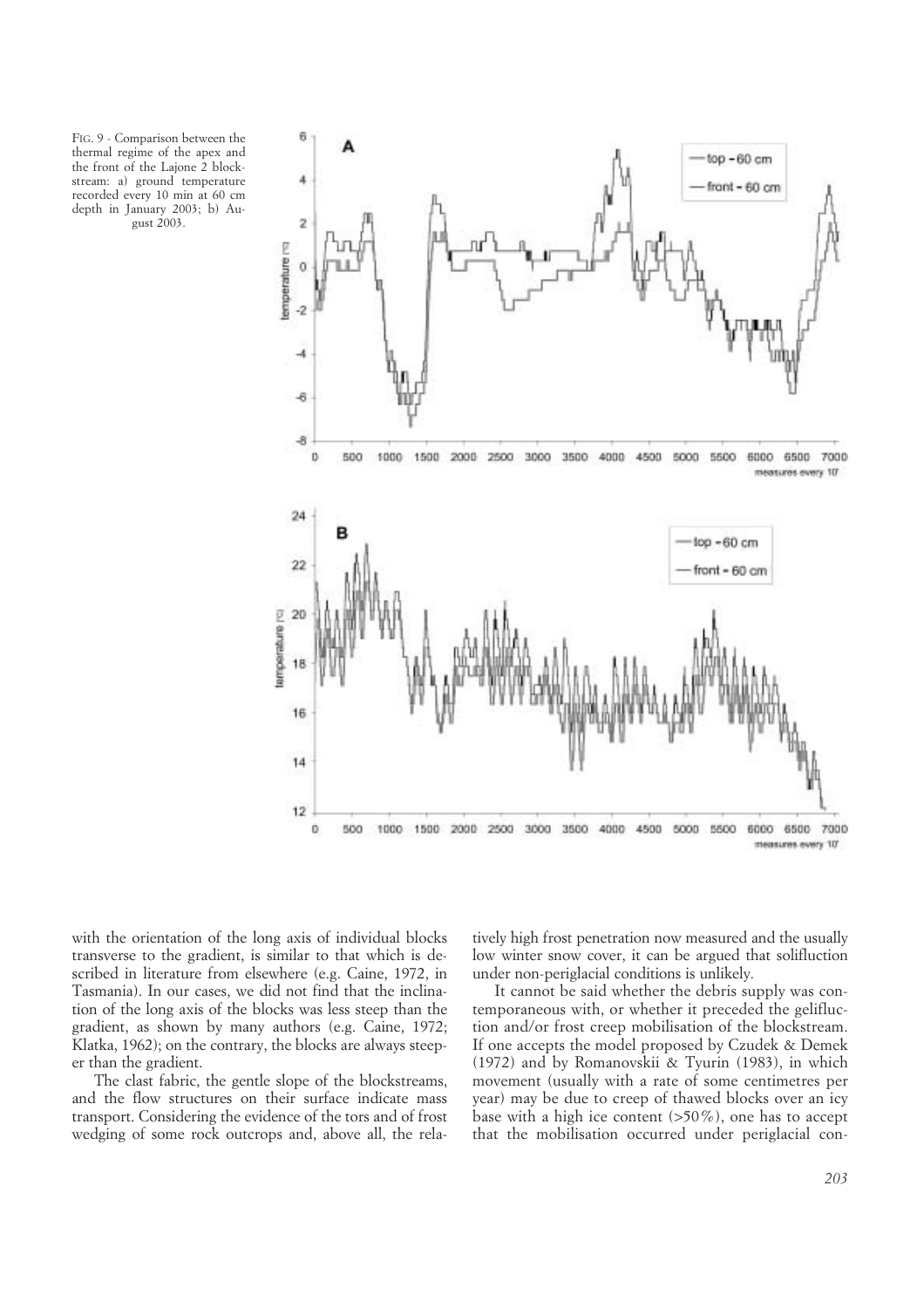FIG. 9 - Comparison between the thermal regime of the apex and the front of the Lajone 2 blockstream: a) ground temperature recorded every 10 min at 60 cm depth in January 2003; b) August 2003.

with the orientation of the long axis of individual blocks transverse to the gradient, is similar to that which is described in literature from elsewhere (e.g. Caine, 1972, in Tasmania). In our cases, we did not find that the inclination of the long axis of the blocks was less steep than the gradient, as shown by many authors (e.g. Caine, 1972; Klatka, 1962); on the contrary, the blocks are always steeper than the gradient.

The clast fabric, the gentle slope of the blockstreams, and the flow structures on their surface indicate mass transport. Considering the evidence of the tors and of frost wedging of some rock outcrops and, above all, the relatively high frost penetration now measured and the usually low winter snow cover, it can be argued that solifluction under non-periglacial conditions is unlikely.

It cannot be said whether the debris supply was contemporaneous with, or whether it preceded the gelifluction and/or frost creep mobilisation of the blockstream. If one accepts the model proposed by Czudek & Demek (1972) and by Romanovskii & Tyurin (1983), in which movement (usually with a rate of some centimetres per year) may be due to creep of thawed blocks over an icy base with a high ice content (>50%), one has to accept that the mobilisation occurred under periglacial con-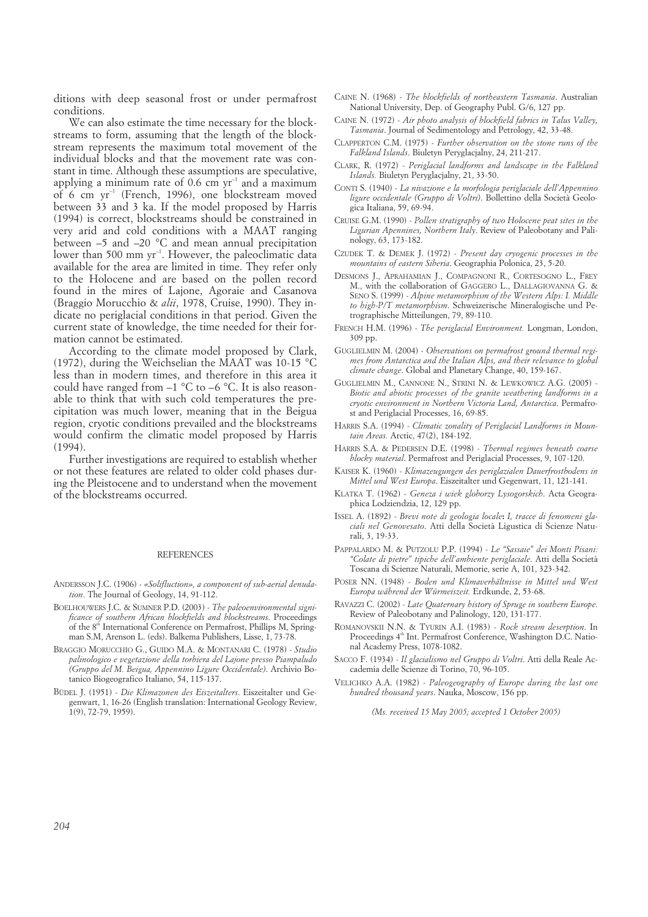ditions with deep seasonal frost or under permafrost conditions.

We can also estimate the time necessary for the blockstreams to form, assuming that the length of the blockstream represents the maximum total movement of the individual blocks and that the movement rate was constant in time. Although these assumptions are speculative, applying a minimum rate of 0.6 cm $yr^{-1}$ and a maximum of 6 cm $yr^{-1}$ (French, 1996), one blockstream moved between 33 and 3 ka. If the model proposed by Harris (1994) is correct, blockstreams should be constrained in very arid and cold conditions with a MAAT ranging between –5 and –20 °C and mean annual precipitation lower than 500 mm $yr^{-1}$. However, the paleoclimatic data available for the area are limited in time. They refer only to the Holocene and are based on the pollen record found in the mires of Lajone, Agoraie and Casanova (Braggio Morucchio & *alii*, 1978, Cruise, 1990). They indicate no periglacial conditions in that period. Given the current state of knowledge, the time needed for their formation cannot be estimated.

According to the climate model proposed by Clark, (1972), during the Weichselian the MAAT was 10-15 °C less than in modern times, and therefore in this area it could have ranged from –1 °C to –6 °C. It is also reasonable to think that with such cold temperatures the precipitation was much lower, meaning that in the Beigua region, cryotic conditions prevailed and the blockstreams would confirm the climatic model proposed by Harris (1994).

Further investigations are required to establish whether or not these features are related to older cold phases during the Pleistocene and to understand when the movement of the blockstreams occurred.

## REFERENCES

ANDERSSON J.C. (1906) - *«Solifluction», a component of sub-aerial denudation*. The Journal of Geology, 14, 91-112.

BOELHOUWERS J.C. & SUMNER P.D. (2003) - *The paleoenvironmental significance of southern African blockfields and blockstreams*. Proceedings of the 8th International Conference on Permafrost, Phillips M, Springman S.M, Arenson L. (eds). Balkema Publishers, Lisse, 1, 73-78.

BRAGGIO MORUCCHIO G., GUIDO M.A. & MONTANARI C. (1978) - *Studio palinologico e vegetazione della torbiera del Lajone presso Piampaludo (Gruppo del M. Beigua, Appennino Ligure Occidentale)*. Archivio Botanico Biogeografico Italiano, 54, 115-137.

BÜDEL J. (1951) - *Die Klimazonen des Eiszeitalters*. Eiszeitalter und Gegenwart, 1, 16-26 (English translation: International Geology Review, 1(9), 72-79, 1959).

CAINE N. (1968) - *The blockfields of northeastern Tasmania*. Australian National University, Dep. of Geography Publ. G/6, 127 pp.

CAINE N. (1972) - *Air photo analysis of blockfield fabrics in Talus Valley, Tasmania*. Journal of Sedimentology and Petrology, 42, 33-48.

CLAPPERTON C.M. (1975) - *Further observation on the stone runs of the Falkland Islands*. Biuletyn Peryglacjalny, 24, 211-217.

CLARK, R. (1972) - *Periglacial landforms and landscape in the Falkland Islands*. Biuletyn Peryglacjalny, 21, 33-50.

CONTI S. (1940) - *La nivazione e la morfologia periglaciale dell'Appennino ligure occidentale (Gruppo di Voltri)*. Bollettino della Società Geologica Italiana, 59, 69-94.

CRUISE G.M. (1990) - *Pollen stratigraphy of two Holocene peat sites in the Ligurian Apennines, Northern Italy*. Review of Paleobotany and Palinology, 63, 173-182.

CZUDEK T. & DEMEK J. (1972) - *Present day cryogenic processes in the mountains of eastern Siberia*. Geographia Polonica, 23, 5-20.

DESMONS J., APRAHAMIAN J., COMPAGNONI R., CORTESOGNO L., FREY M., with the collaboration of GAGGERO L., DALLAGIOVANNA G. & SENO S. (1999) - *Alpine metamorphism of the Western Alps: I. Middle to high-P/T metamorphism*. Schweizerische Mineralogische und Petrographische Mitteilungen, 79, 89-110.

FRENCH H.M. (1996) - *The periglacial Environment.* Longman, London, 309 pp.

GUGLIELMIN M. (2004) - *Observations on permafrost ground thermal regimes from Antarctica and the Italian Alps, and their relevance to global climate change*. Global and Planetary Change, 40, 159-167.

GUGLIELMIN M., CANNONE N., STRINI N. & LEWKOWICZ A.G. (2005) - *Biotic and abiotic processes of the granite weathering landforms in a cryotic environment in Northern Victoria Land, Antarctica*. Permafrost and Periglacial Processes, 16, 69-85.

HARRIS S.A. (1994) - *Climatic zonality of Periglacial Landforms in Mountain Areas.* Arctic, 47(2), 184-192.

HARRIS S.A. & PEDERSEN D.E. (1998) - *Thermal regimes beneath coarse blocky material*. Permafrost and Periglacial Processes, 9, 107-120.

KAISER K. (1960) - *Klimazeugungen des periglazialen Dauerfrostbodens in Mittel und West Europa*. Eiszeitalter und Gegenwart, 11, 121-141.

KLATKA T. (1962) - *Geneza i wiek globorzy Lysogorskich*. Acta Geographica Lodziendzia, 12, 129 pp.

ISSEL A. (1892) - *Brevi note di geologia locale: I, tracce di fenomeni glaciali nel Genovesato*. Atti della Società Ligustica di Scienze Naturali, 3, 19-33.

PAPPALARDO M. & PUTZOLU P.P. (1994) - *Le "Sassaie" dei Monti Pisani: "Colate di pietre" tipiche dell'ambiente periglaciale*. Atti della Società Toscana di Scienze Naturali, Memorie, serie A, 101, 323-342.

POSER NN. (1948) - *Boden und Klimaverhältnisse in Mittel und West Europa während der Würmeiszeit.* Erdkunde, 2, 53-68.

RAVAZZI C. (2002) - *Late Quaternary history of Spruge in southern Europe.* Review of Paleobotany and Palinology, 120, 131-177.

ROMANOVSKII N.N. & TYURIN A.I. (1983) - *Rock stream deserption*. In Proceedings 4th Int. Permafrost Conference, Washington D.C. National Academy Press, 1078-1082.

SACCO F. (1934) - *Il glacialismo nel Gruppo di Voltri*. Atti della Reale Accademia delle Scienze di Torino, 70, 96-105.

VELICHKO A.A. (1982) - *Paleogeography of Europe during the last one hundred thousand years*. Nauka, Moscow, 156 pp.

*(Ms. received 15 May 2005; accepted 1 October 2005)*